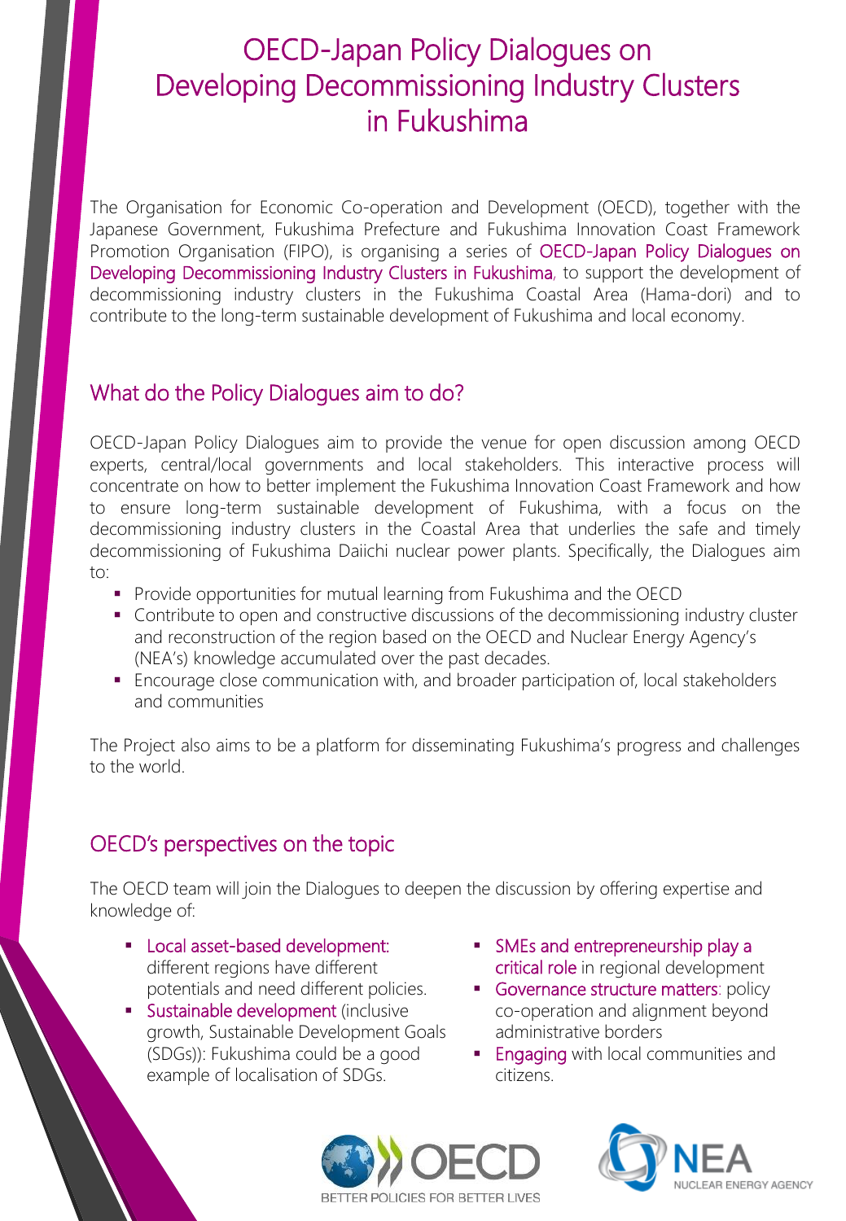# OECD-Japan Policy Dialogues on Developing Decommissioning Industry Clusters in Fukushima

The Organisation for Economic Co-operation and Development (OECD), together with the Japanese Government, Fukushima Prefecture and Fukushima Innovation Coast Framework Promotion Organisation (FIPO), is organising a series of OECD-Japan Policy Dialogues on Developing Decommissioning Industry Clusters in Fukushima, to support the development of decommissioning industry clusters in the Fukushima Coastal Area (Hama-dori) and to contribute to the long-term sustainable development of Fukushima and local economy.

## What do the Policy Dialogues aim to do?

OECD-Japan Policy Dialogues aim to provide the venue for open discussion among OECD experts, central/local governments and local stakeholders. This interactive process will concentrate on how to better implement the Fukushima Innovation Coast Framework and how to ensure long-term sustainable development of Fukushima, with a focus on the decommissioning industry clusters in the Coastal Area that underlies the safe and timely decommissioning of Fukushima Daiichi nuclear power plants. Specifically, the Dialogues aim to:

- Provide opportunities for mutual learning from Fukushima and the OECD
- Contribute to open and constructive discussions of the decommissioning industry cluster and reconstruction of the region based on the OECD and Nuclear Energy Agency's (NEA's) knowledge accumulated over the past decades.
- Encourage close communication with, and broader participation of, local stakeholders and communities

The Project also aims to be a platform for disseminating Fukushima's progress and challenges to the world.

## OECD's perspectives on the topic

The OECD team will join the Dialogues to deepen the discussion by offering expertise and knowledge of:

- Local asset-based development: different regions have different potentials and need different policies.
- Sustainable development (inclusive growth, Sustainable Development Goals (SDGs)): Fukushima could be a good example of localisation of SDGs.
- SMEs and entrepreneurship play a critical role in regional development
- Governance structure matters: policy co-operation and alignment beyond administrative borders
- Engaging with local communities and citizens.

OECD — BETTER POLICIES FOR BETTER LIVES

NEA — NUCLEAR ENERGY AGENCY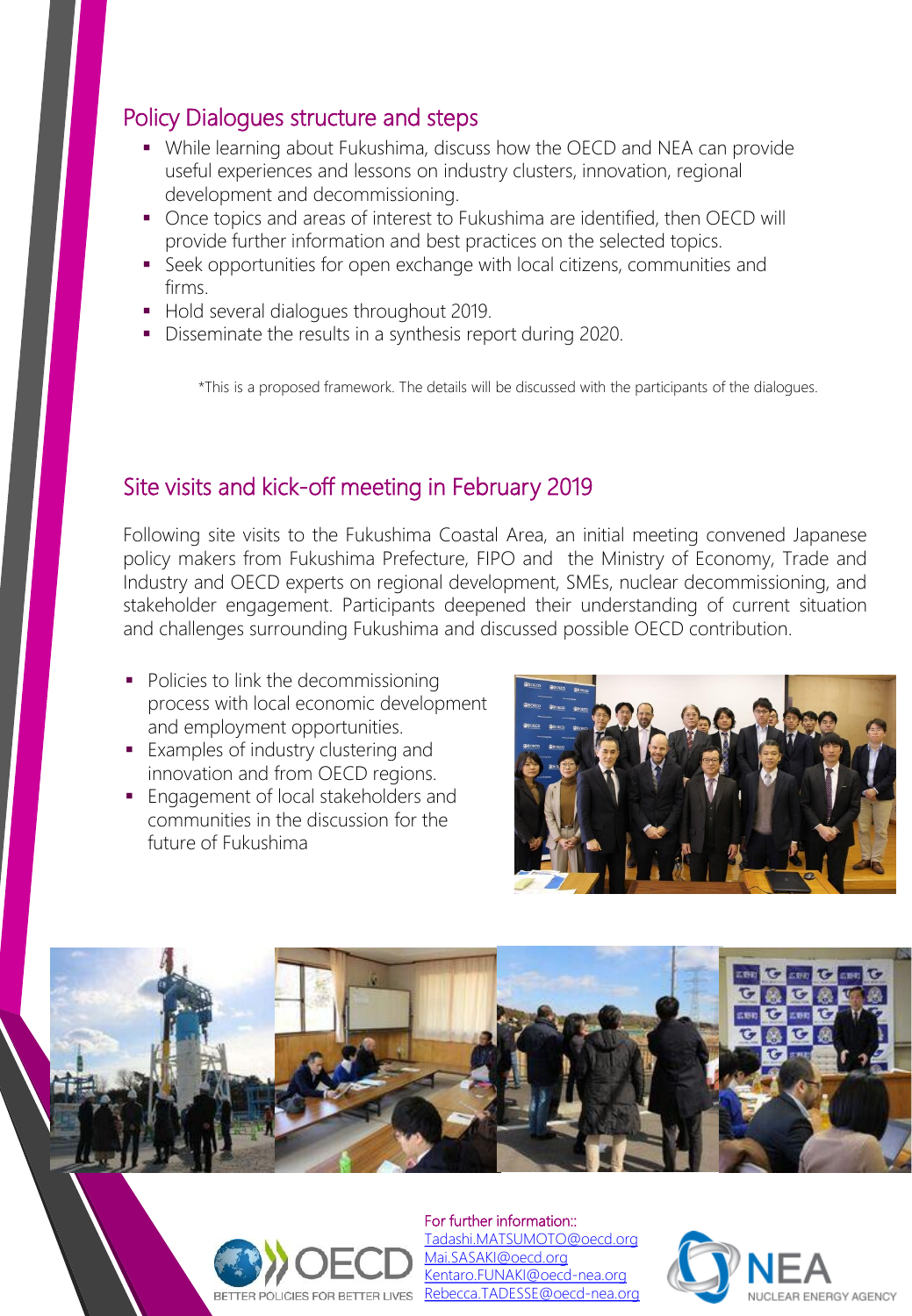## Policy Dialogues structure and steps

- While learning about Fukushima, discuss how the OECD and NEA can provide useful experiences and lessons on industry clusters, innovation, regional development and decommissioning.
- Once topics and areas of interest to Fukushima are identified, then OECD will provide further information and best practices on the selected topics.
- Seek opportunities for open exchange with local citizens, communities and firms.
- Hold several dialogues throughout 2019.
- Disseminate the results in a synthesis report during 2020.

*This is a proposed framework. The details will be discussed with the participants of the dialogues.

## Site visits and kick-off meeting in February 2019

Following site visits to the Fukushima Coastal Area, an initial meeting convened Japanese policy makers from Fukushima Prefecture, FIPO and the Ministry of Economy, Trade and Industry and OECD experts on regional development, SMEs, nuclear decommissioning, and stakeholder engagement. Participants deepened their understanding of current situation and challenges surrounding Fukushima and discussed possible OECD contribution.

- Policies to link the decommissioning process with local economic development and employment opportunities.
- Examples of industry clustering and innovation and from OECD regions.
- Engagement of local stakeholders and communities in the discussion for the future of Fukushima

For further information::
Tadashi.MATSUMOTO@oecd.org
Mai.SASAKI@oecd.org
Kentaro.FUNAKI@oecd-nea.org
Rebecca.TADESSE@oecd-nea.org